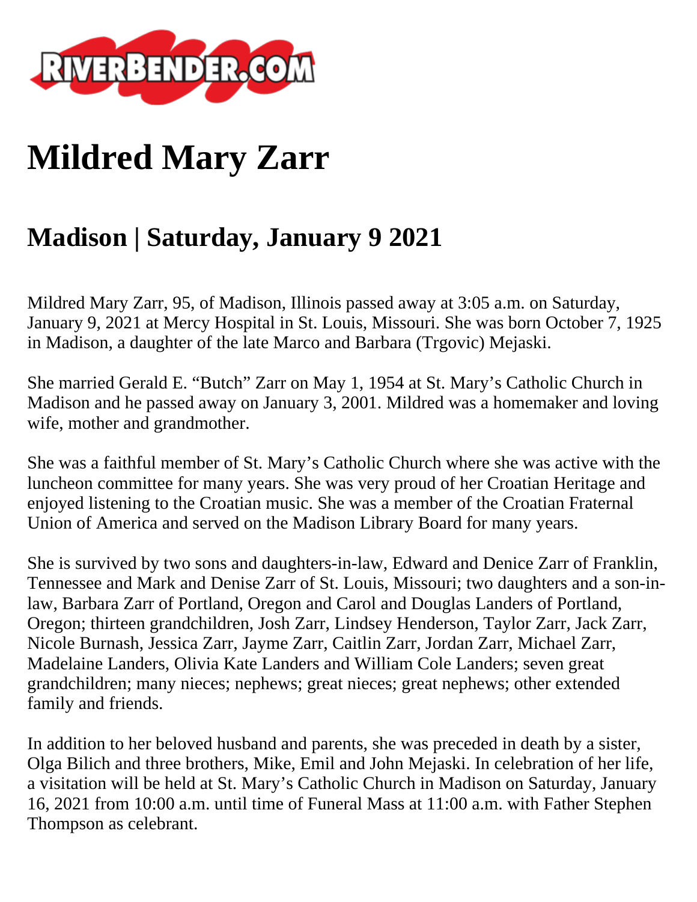# Mildred Mary Zarr

## Madison | Saturday, January 9 2021

Mildred Mary Zarr, 95, of Madison, Illinois passed away at 3:05 a.m. on Saturday, January 9, 2021 at Mercy Hospital in St. Louis, Missouri. She was born October 7, 1925 in Madison, a daughter of the late Marco and Barbara (Trgovic) Mejaski.

She married Gerald E. "Butch" Zarr on May 1, 1954 at St. Mary's Catholic Church in Madison and he passed away on January 3, 2001. Mildred was a homemaker and loving wife, mother and grandmother.

She was a faithful member of St. Mary's Catholic Church where she was active with the luncheon committee for many years. She was very proud of her Croatian Heritage and enjoyed listening to the Croatian music. She was a member of the Croatian Fraternal Union of America and served on the Madison Library Board for many years.

She is survived by two sons and daughters-in-law, Edward and Denice Zarr of Franklin, Tennessee and Mark and Denise Zarr of St. Louis, Missouri; two daughters and a son-in-law, Barbara Zarr of Portland, Oregon and Carol and Douglas Landers of Portland, Oregon; thirteen grandchildren, Josh Zarr, Lindsey Henderson, Taylor Zarr, Jack Zarr, Nicole Burnash, Jessica Zarr, Jayme Zarr, Caitlin Zarr, Jordan Zarr, Michael Zarr, Madelaine Landers, Olivia Kate Landers and William Cole Landers; seven great grandchildren; many nieces; nephews; great nieces; great nephews; other extended family and friends.

In addition to her beloved husband and parents, she was preceded in death by a sister, Olga Bilich and three brothers, Mike, Emil and John Mejaski. In celebration of her life, a visitation will be held at St. Mary's Catholic Church in Madison on Saturday, January 16, 2021 from 10:00 a.m. until time of Funeral Mass at 11:00 a.m. with Father Stephen Thompson as celebrant.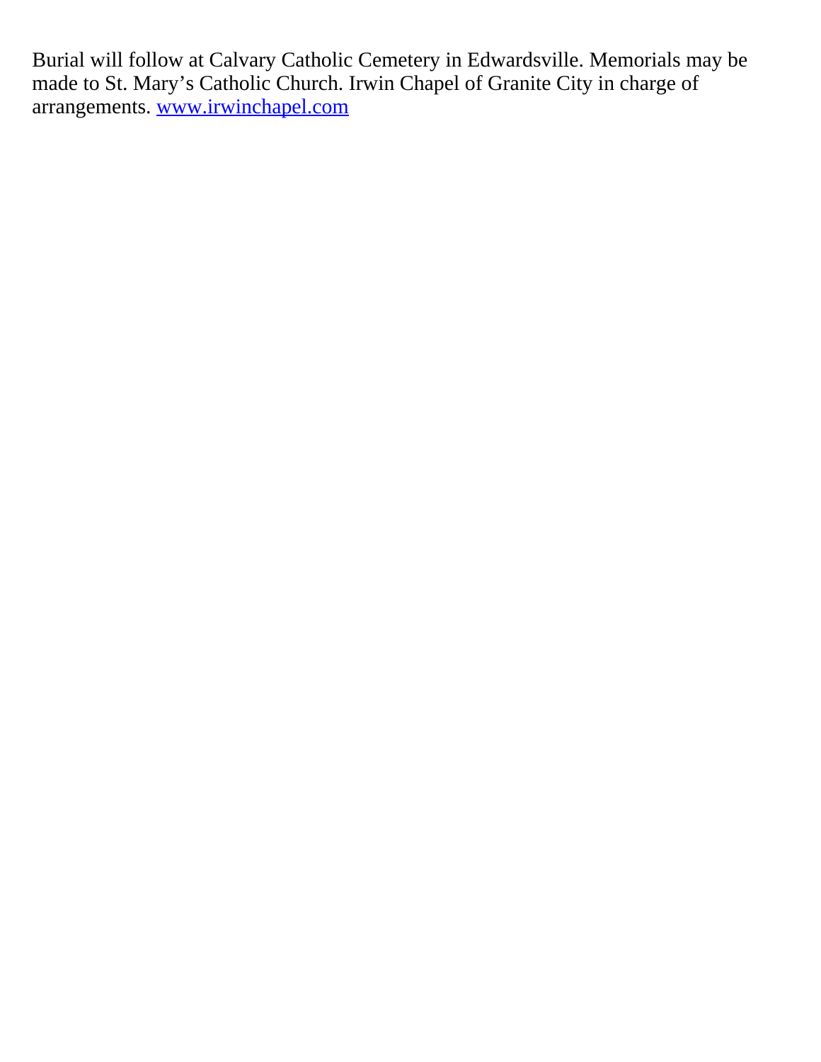Burial will follow at Calvary Catholic Cemetery in Edwardsville. Memorials may be made to St. Mary’s Catholic Church. Irwin Chapel of Granite City in charge of arrangements. [www.irwinchapel.com](http://www.irwinchapel.com)